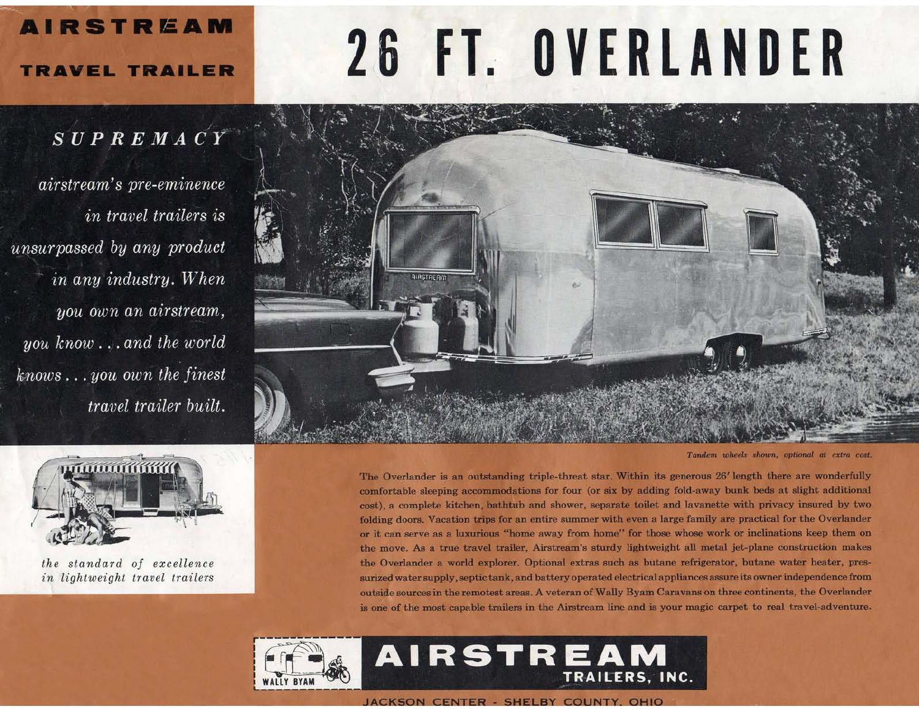**AIRSTREAM**

**TRAVEL TRAILER**

# 26 FT. OVERLANDER

*SUPREMACY*

*airstream's pre-eminence in travel trailers is unsurpassed by any product in any industry. When you own an airstream, you know . . . and the world knows . . . you own the finest travel trailer built.*

*the standard of excellence in lightweight travel trailers*

*Tandem wheels shown, optional at extra cost.*

The Overlander is an outstanding triple-threat star. Within its generous 26' length there are wonderfully comfortable sleeping accommodations for four (or six by adding fold-away bunk beds at slight additional cost), a complete kitchen, bathtub and shower, separate toilet and lavanette with privacy insured by two folding doors. Vacation trips for an entire summer with even a large family are practical for the Overlander or it can serve as a luxurious "home away from home" for those whose work or inclinations keep them on the move. As a true travel trailer, Airstream's sturdy lightweight all metal jet-plane construction makes the Overlander a world explorer. Optional extras such as butane refrigerator, butane water heater, pressurized water supply, septic tank, and battery operated electrical appliances assure its owner independence from outside sources in the remotest areas. A veteran of Wally Byam Caravans on three continents, the Overlander is one of the most capable trailers in the Airstream line and is your magic carpet to real travel-adventure.

WALLY BYAM

**AIRSTREAM TRAILERS, INC.**

JACKSON CENTER - SHELBY COUNTY, OHIO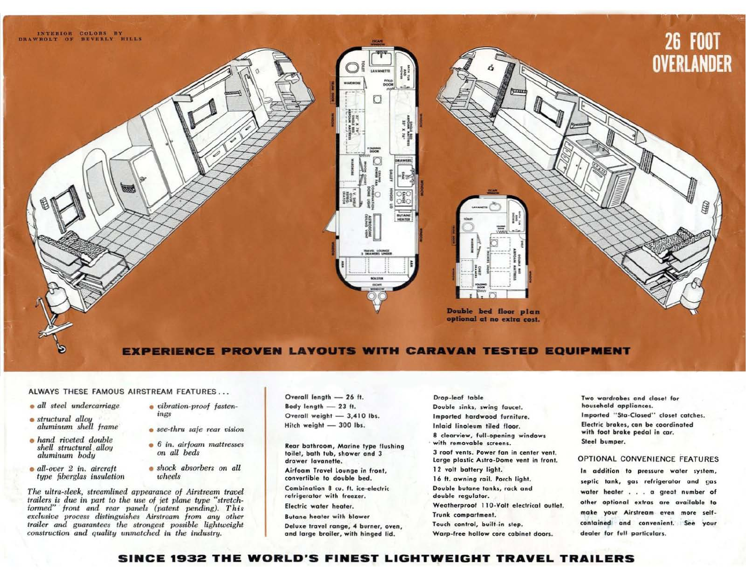INTERIOR COLORS BY DRAWBOLT OF BEVERLY HILLS

# 26 FOOT OVERLANDER

Double bed floor plan optional at no extra cost.

## EXPERIENCE PROVEN LAYOUTS WITH CARAVAN TESTED EQUIPMENT

ALWAYS THESE FAMOUS AIRSTREAM FEATURES . . .

- *all steel undercarriage*
- *structural alloy aluminum shell frame*
- *hand riveted double shell structural alloy aluminum body*
- *all-over 2 in. aircraft type fiberglas insulation*
- *vibration-proof fastenings*
- *see-thru safe rear vision*
- *6 in. airfoam mattresses on all beds*
- *shock absorbers on all wheels*

*The ultra-sleek, streamlined appearance of Airstream travel trailers is due in part to the use of jet plane type "stretch-formed" front and rear panels (patent pending). This exclusive process distinguishes Airstream from any other trailer and guarantees the strongest possible lightweight construction and quality unmatched in the industry.*

Overall length — 26 ft.
Body length — 23 ft.
Overall weight — 3,410 lbs.
Hitch weight — 300 lbs.

Rear bathroom, Marine type flushing toilet, bath tub, shower and 3 drawer lavanette.

Airfoam Travel Lounge in front, convertible to double bed.

Combination 8 cu. ft. ice-electric refrigerator with freezer.

Electric water heater.

Butane heater with blower

Deluxe travel range, 4 burner, oven, and large broiler, with hinged lid.

Drop-leaf table

Double sinks, swing faucet.

Imported hardwood furniture.

Inlaid linoleum tiled floor.

8 clearview, full-opening windows with removable screens.

3 roof vents. Power fan in center vent. Large plastic Astro-Dome vent in front.

12 volt battery light.

16 ft. awning rail. Porch light.

Double butane tanks, rack and double regulator.

Weatherproof 110-Volt electrical outlet.

Trunk compartment.

Touch control, built-in step.

Warp-free hollow core cabinet doors.

Two wardrobes and closet for household appliances.

Imported "Sta-Closed" closet catches.

Electric brakes, can be coordinated with foot brake pedal in car.

Steel bumper.

### OPTIONAL CONVENIENCE FEATURES

In addition to pressure water system, septic tank, gas refrigerator and gas water heater . . . a great number of other optional extras are available to make your Airstream even more self-contained and convenient. See your dealer for full particulars.

## SINCE 1932 THE WORLD'S FINEST LIGHTWEIGHT TRAVEL TRAILERS